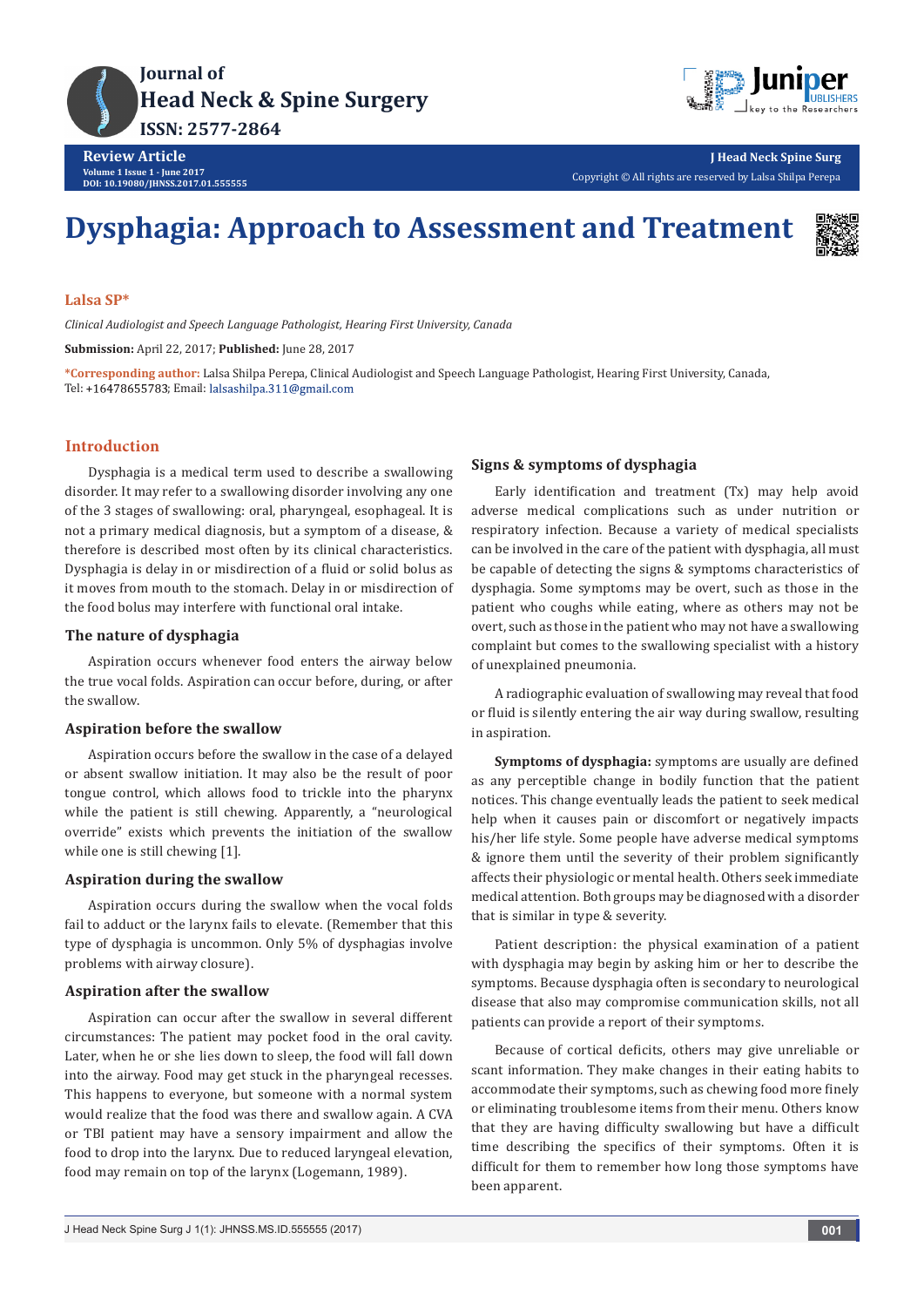# Dysphagia: Approach to Assessment and Treatment

**Lalsa SP***

*Clinical Audiologist and Speech Language Pathologist, Hearing First University, Canada*

**Submission:** April 22, 2017; **Published:** June 28, 2017

***Corresponding author:** Lalsa Shilpa Perepa, Clinical Audiologist and Speech Language Pathologist, Hearing First University, Canada, Tel: +16478655783; Email: lalsashilpa.311@gmail.com

## Introduction

Dysphagia is a medical term used to describe a swallowing disorder. It may refer to a swallowing disorder involving any one of the 3 stages of swallowing: oral, pharyngeal, esophageal. It is not a primary medical diagnosis, but a symptom of a disease, & therefore is described most often by its clinical characteristics. Dysphagia is delay in or misdirection of a fluid or solid bolus as it moves from mouth to the stomach. Delay in or misdirection of the food bolus may interfere with functional oral intake.

### The nature of dysphagia

Aspiration occurs whenever food enters the airway below the true vocal folds. Aspiration can occur before, during, or after the swallow.

### Aspiration before the swallow

Aspiration occurs before the swallow in the case of a delayed or absent swallow initiation. It may also be the result of poor tongue control, which allows food to trickle into the pharynx while the patient is still chewing. Apparently, a "neurological override" exists which prevents the initiation of the swallow while one is still chewing [1].

### Aspiration during the swallow

Aspiration occurs during the swallow when the vocal folds fail to adduct or the larynx fails to elevate. (Remember that this type of dysphagia is uncommon. Only 5% of dysphagias involve problems with airway closure).

### Aspiration after the swallow

Aspiration can occur after the swallow in several different circumstances: The patient may pocket food in the oral cavity. Later, when he or she lies down to sleep, the food will fall down into the airway. Food may get stuck in the pharyngeal recesses. This happens to everyone, but someone with a normal system would realize that the food was there and swallow again. A CVA or TBI patient may have a sensory impairment and allow the food to drop into the larynx. Due to reduced laryngeal elevation, food may remain on top of the larynx (Logemann, 1989).

### Signs & symptoms of dysphagia

Early identification and treatment (Tx) may help avoid adverse medical complications such as under nutrition or respiratory infection. Because a variety of medical specialists can be involved in the care of the patient with dysphagia, all must be capable of detecting the signs & symptoms characteristics of dysphagia. Some symptoms may be overt, such as those in the patient who coughs while eating, where as others may not be overt, such as those in the patient who may not have a swallowing complaint but comes to the swallowing specialist with a history of unexplained pneumonia.

A radiographic evaluation of swallowing may reveal that food or fluid is silently entering the air way during swallow, resulting in aspiration.

**Symptoms of dysphagia:** symptoms are usually are defined as any perceptible change in bodily function that the patient notices. This change eventually leads the patient to seek medical help when it causes pain or discomfort or negatively impacts his/her life style. Some people have adverse medical symptoms & ignore them until the severity of their problem significantly affects their physiologic or mental health. Others seek immediate medical attention. Both groups may be diagnosed with a disorder that is similar in type & severity.

Patient description: the physical examination of a patient with dysphagia may begin by asking him or her to describe the symptoms. Because dysphagia often is secondary to neurological disease that also may compromise communication skills, not all patients can provide a report of their symptoms.

Because of cortical deficits, others may give unreliable or scant information. They make changes in their eating habits to accommodate their symptoms, such as chewing food more finely or eliminating troublesome items from their menu. Others know that they are having difficulty swallowing but have a difficult time describing the specifics of their symptoms. Often it is difficult for them to remember how long those symptoms have been apparent.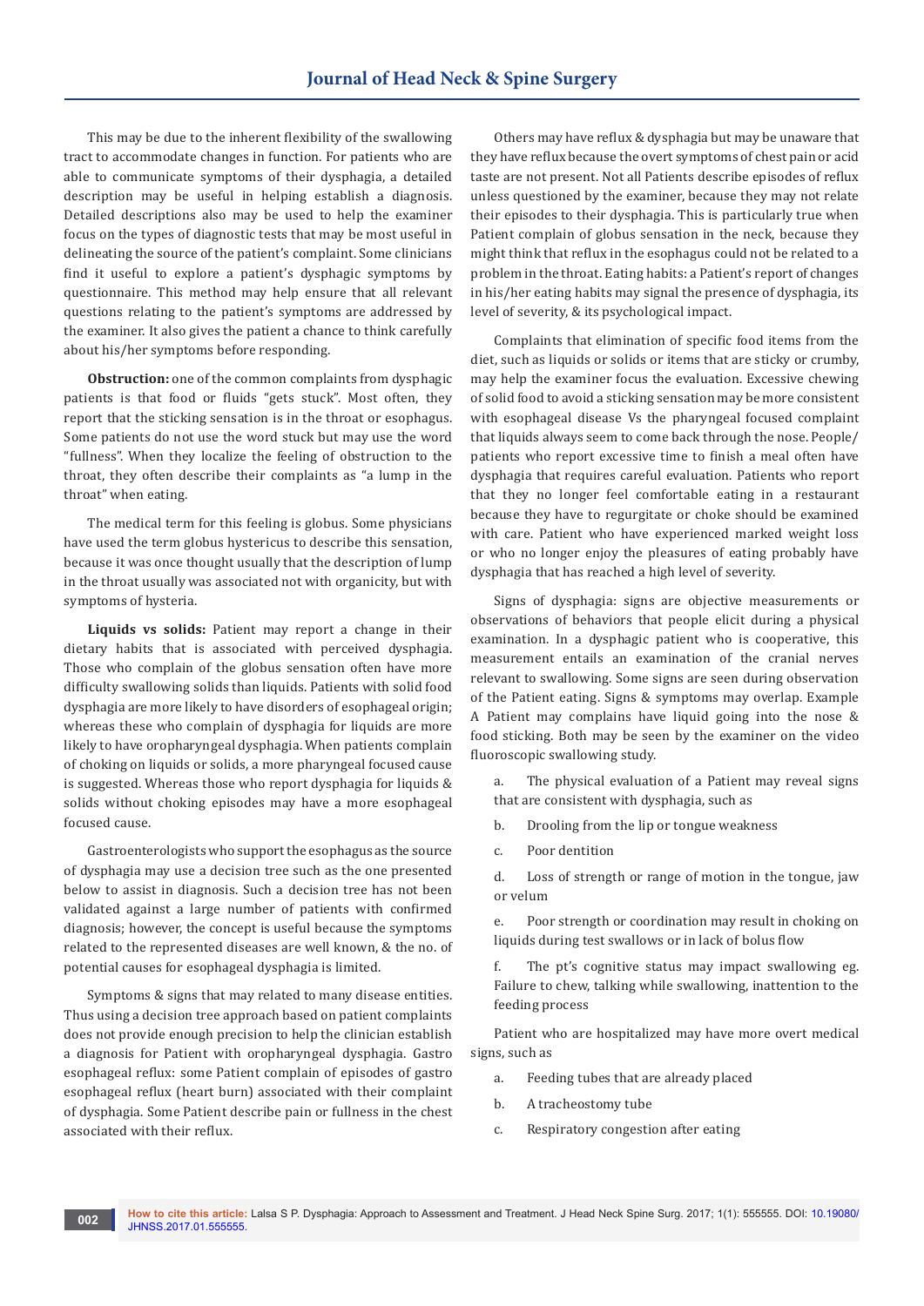This may be due to the inherent flexibility of the swallowing tract to accommodate changes in function. For patients who are able to communicate symptoms of their dysphagia, a detailed description may be useful in helping establish a diagnosis. Detailed descriptions also may be used to help the examiner focus on the types of diagnostic tests that may be most useful in delineating the source of the patient's complaint. Some clinicians find it useful to explore a patient's dysphagic symptoms by questionnaire. This method may help ensure that all relevant questions relating to the patient's symptoms are addressed by the examiner. It also gives the patient a chance to think carefully about his/her symptoms before responding.

**Obstruction:** one of the common complaints from dysphagic patients is that food or fluids "gets stuck". Most often, they report that the sticking sensation is in the throat or esophagus. Some patients do not use the word stuck but may use the word "fullness". When they localize the feeling of obstruction to the throat, they often describe their complaints as "a lump in the throat" when eating.

The medical term for this feeling is globus. Some physicians have used the term globus hystericus to describe this sensation, because it was once thought usually that the description of lump in the throat usually was associated not with organicity, but with symptoms of hysteria.

**Liquids vs solids:** Patient may report a change in their dietary habits that is associated with perceived dysphagia. Those who complain of the globus sensation often have more difficulty swallowing solids than liquids. Patients with solid food dysphagia are more likely to have disorders of esophageal origin; whereas these who complain of dysphagia for liquids are more likely to have oropharyngeal dysphagia. When patients complain of choking on liquids or solids, a more pharyngeal focused cause is suggested. Whereas those who report dysphagia for liquids & solids without choking episodes may have a more esophageal focused cause.

Gastroenterologists who support the esophagus as the source of dysphagia may use a decision tree such as the one presented below to assist in diagnosis. Such a decision tree has not been validated against a large number of patients with confirmed diagnosis; however, the concept is useful because the symptoms related to the represented diseases are well known, & the no. of potential causes for esophageal dysphagia is limited.

Symptoms & signs that may related to many disease entities. Thus using a decision tree approach based on patient complaints does not provide enough precision to help the clinician establish a diagnosis for Patient with oropharyngeal dysphagia. Gastro esophageal reflux: some Patient complain of episodes of gastro esophageal reflux (heart burn) associated with their complaint of dysphagia. Some Patient describe pain or fullness in the chest associated with their reflux.

Others may have reflux & dysphagia but may be unaware that they have reflux because the overt symptoms of chest pain or acid taste are not present. Not all Patients describe episodes of reflux unless questioned by the examiner, because they may not relate their episodes to their dysphagia. This is particularly true when Patient complain of globus sensation in the neck, because they might think that reflux in the esophagus could not be related to a problem in the throat. Eating habits: a Patient's report of changes in his/her eating habits may signal the presence of dysphagia, its level of severity, & its psychological impact.

Complaints that elimination of specific food items from the diet, such as liquids or solids or items that are sticky or crumby, may help the examiner focus the evaluation. Excessive chewing of solid food to avoid a sticking sensation may be more consistent with esophageal disease Vs the pharyngeal focused complaint that liquids always seem to come back through the nose. People/patients who report excessive time to finish a meal often have dysphagia that requires careful evaluation. Patients who report that they no longer feel comfortable eating in a restaurant because they have to regurgitate or choke should be examined with care. Patient who have experienced marked weight loss or who no longer enjoy the pleasures of eating probably have dysphagia that has reached a high level of severity.

Signs of dysphagia: signs are objective measurements or observations of behaviors that people elicit during a physical examination. In a dysphagic patient who is cooperative, this measurement entails an examination of the cranial nerves relevant to swallowing. Some signs are seen during observation of the Patient eating. Signs & symptoms may overlap. Example A Patient may complains have liquid going into the nose & food sticking. Both may be seen by the examiner on the video fluoroscopic swallowing study.

a. The physical evaluation of a Patient may reveal signs that are consistent with dysphagia, such as

b. Drooling from the lip or tongue weakness

c. Poor dentition

d. Loss of strength or range of motion in the tongue, jaw or velum

e. Poor strength or coordination may result in choking on liquids during test swallows or in lack of bolus flow

f. The pt's cognitive status may impact swallowing eg. Failure to chew, talking while swallowing, inattention to the feeding process

Patient who are hospitalized may have more overt medical signs, such as

a. Feeding tubes that are already placed

b. A tracheostomy tube

c. Respiratory congestion after eating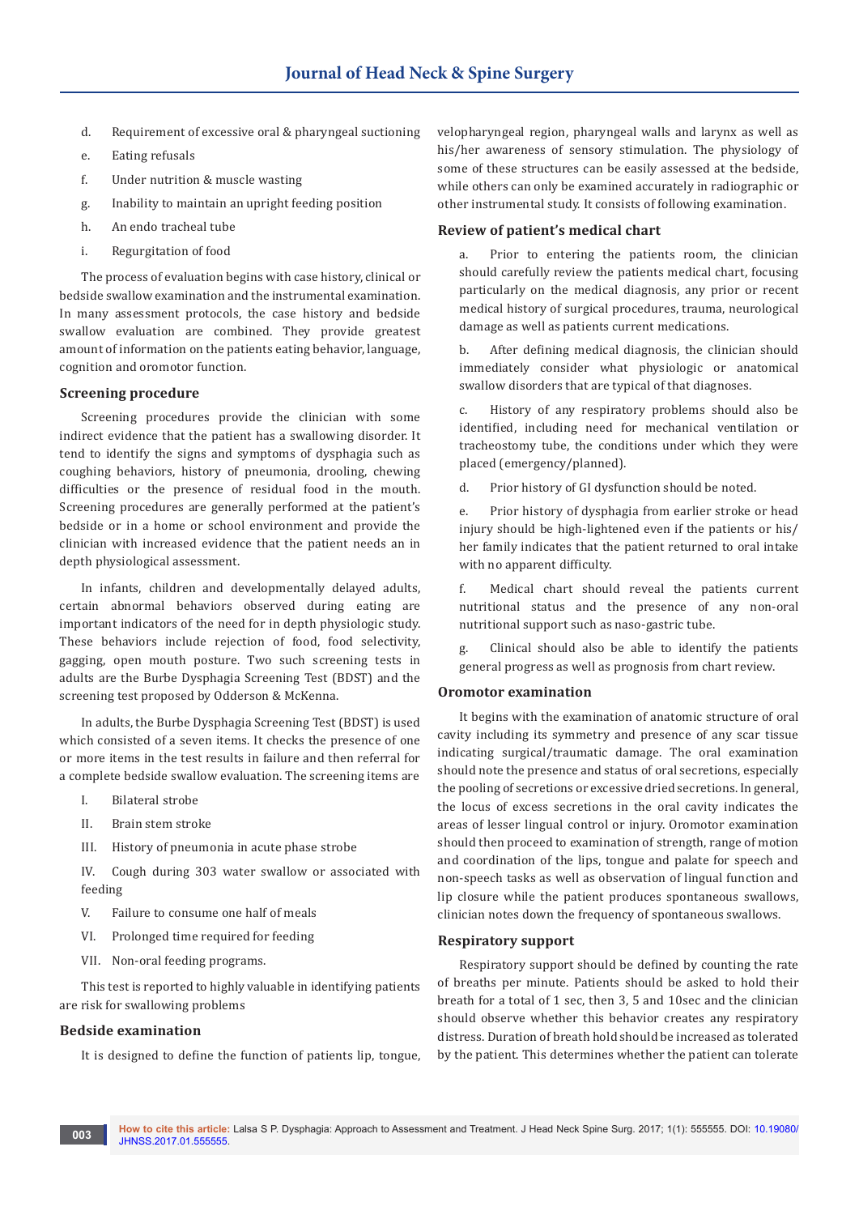d. Requirement of excessive oral & pharyngeal suctioning

e. Eating refusals

f. Under nutrition & muscle wasting

g. Inability to maintain an upright feeding position

h. An endo tracheal tube

i. Regurgitation of food

The process of evaluation begins with case history, clinical or bedside swallow examination and the instrumental examination. In many assessment protocols, the case history and bedside swallow evaluation are combined. They provide greatest amount of information on the patients eating behavior, language, cognition and oromotor function.

### Screening procedure

Screening procedures provide the clinician with some indirect evidence that the patient has a swallowing disorder. It tend to identify the signs and symptoms of dysphagia such as coughing behaviors, history of pneumonia, drooling, chewing difficulties or the presence of residual food in the mouth. Screening procedures are generally performed at the patient's bedside or in a home or school environment and provide the clinician with increased evidence that the patient needs an in depth physiological assessment.

In infants, children and developmentally delayed adults, certain abnormal behaviors observed during eating are important indicators of the need for in depth physiologic study. These behaviors include rejection of food, food selectivity, gagging, open mouth posture. Two such screening tests in adults are the Burbe Dysphagia Screening Test (BDST) and the screening test proposed by Odderson & McKenna.

In adults, the Burbe Dysphagia Screening Test (BDST) is used which consisted of a seven items. It checks the presence of one or more items in the test results in failure and then referral for a complete bedside swallow evaluation. The screening items are

I. Bilateral strobe

II. Brain stem stroke

III. History of pneumonia in acute phase strobe

IV. Cough during 303 water swallow or associated with feeding

V. Failure to consume one half of meals

VI. Prolonged time required for feeding

VII. Non-oral feeding programs.

This test is reported to highly valuable in identifying patients are risk for swallowing problems

### Bedside examination

It is designed to define the function of patients lip, tongue, velopharyngeal region, pharyngeal walls and larynx as well as his/her awareness of sensory stimulation. The physiology of some of these structures can be easily assessed at the bedside, while others can only be examined accurately in radiographic or other instrumental study. It consists of following examination.

### Review of patient's medical chart

a. Prior to entering the patients room, the clinician should carefully review the patients medical chart, focusing particularly on the medical diagnosis, any prior or recent medical history of surgical procedures, trauma, neurological damage as well as patients current medications.

b. After defining medical diagnosis, the clinician should immediately consider what physiologic or anatomical swallow disorders that are typical of that diagnoses.

c. History of any respiratory problems should also be identified, including need for mechanical ventilation or tracheostomy tube, the conditions under which they were placed (emergency/planned).

d. Prior history of GI dysfunction should be noted.

e. Prior history of dysphagia from earlier stroke or head injury should be high-lightened even if the patients or his/her family indicates that the patient returned to oral intake with no apparent difficulty.

f. Medical chart should reveal the patients current nutritional status and the presence of any non-oral nutritional support such as naso-gastric tube.

g. Clinical should also be able to identify the patients general progress as well as prognosis from chart review.

### Oromotor examination

It begins with the examination of anatomic structure of oral cavity including its symmetry and presence of any scar tissue indicating surgical/traumatic damage. The oral examination should note the presence and status of oral secretions, especially the pooling of secretions or excessive dried secretions. In general, the locus of excess secretions in the oral cavity indicates the areas of lesser lingual control or injury. Oromotor examination should then proceed to examination of strength, range of motion and coordination of the lips, tongue and palate for speech and non-speech tasks as well as observation of lingual function and lip closure while the patient produces spontaneous swallows, clinician notes down the frequency of spontaneous swallows.

### Respiratory support

Respiratory support should be defined by counting the rate of breaths per minute. Patients should be asked to hold their breath for a total of 1 sec, then 3, 5 and 10sec and the clinician should observe whether this behavior creates any respiratory distress. Duration of breath hold should be increased as tolerated by the patient. This determines whether the patient can tolerate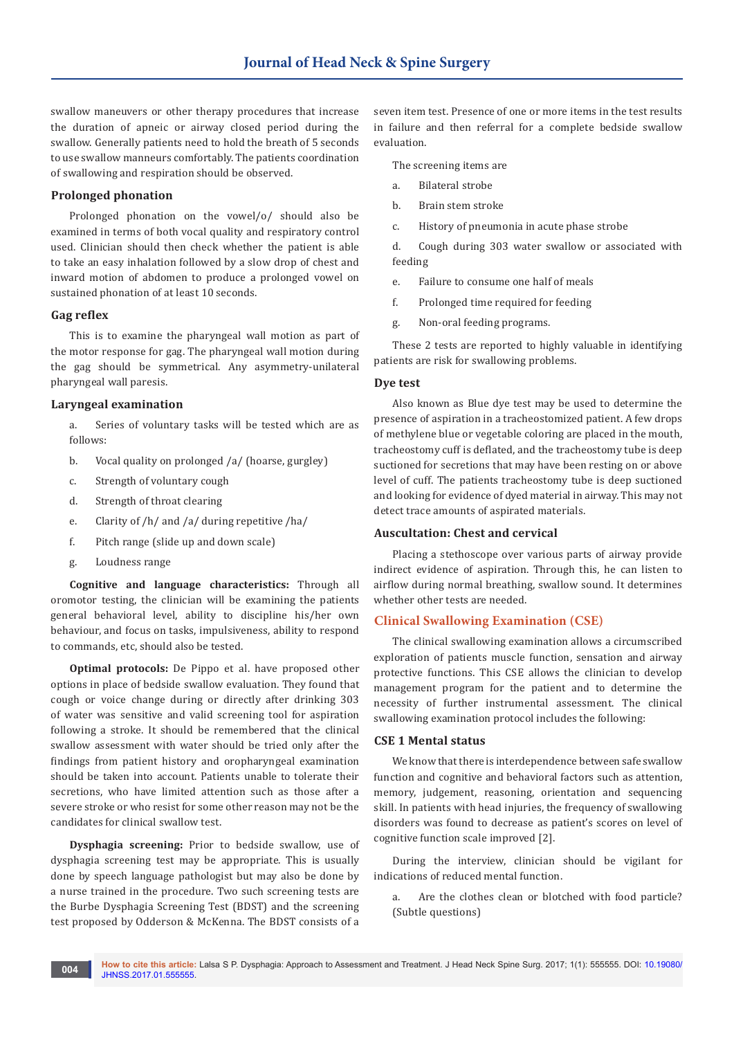swallow maneuvers or other therapy procedures that increase the duration of apneic or airway closed period during the swallow. Generally patients need to hold the breath of 5 seconds to use swallow manneurs comfortably. The patients coordination of swallowing and respiration should be observed.

### Prolonged phonation

Prolonged phonation on the vowel/o/ should also be examined in terms of both vocal quality and respiratory control used. Clinician should then check whether the patient is able to take an easy inhalation followed by a slow drop of chest and inward motion of abdomen to produce a prolonged vowel on sustained phonation of at least 10 seconds.

### Gag reflex

This is to examine the pharyngeal wall motion as part of the motor response for gag. The pharyngeal wall motion during the gag should be symmetrical. Any asymmetry-unilateral pharyngeal wall paresis.

### Laryngeal examination

a. Series of voluntary tasks will be tested which are as follows:

b. Vocal quality on prolonged /a/ (hoarse, gurgley)

c. Strength of voluntary cough

d. Strength of throat clearing

e. Clarity of /h/ and /a/ during repetitive /ha/

f. Pitch range (slide up and down scale)

g. Loudness range

**Cognitive and language characteristics:** Through all oromotor testing, the clinician will be examining the patients general behavioral level, ability to discipline his/her own behaviour, and focus on tasks, impulsiveness, ability to respond to commands, etc, should also be tested.

**Optimal protocols:** De Pippo et al. have proposed other options in place of bedside swallow evaluation. They found that cough or voice change during or directly after drinking 303 of water was sensitive and valid screening tool for aspiration following a stroke. It should be remembered that the clinical swallow assessment with water should be tried only after the findings from patient history and oropharyngeal examination should be taken into account. Patients unable to tolerate their secretions, who have limited attention such as those after a severe stroke or who resist for some other reason may not be the candidates for clinical swallow test.

**Dysphagia screening:** Prior to bedside swallow, use of dysphagia screening test may be appropriate. This is usually done by speech language pathologist but may also be done by a nurse trained in the procedure. Two such screening tests are the Burbe Dysphagia Screening Test (BDST) and the screening test proposed by Odderson & McKenna. The BDST consists of a seven item test. Presence of one or more items in the test results in failure and then referral for a complete bedside swallow evaluation.

The screening items are

a. Bilateral strobe

b. Brain stem stroke

c. History of pneumonia in acute phase strobe

d. Cough during 303 water swallow or associated with feeding

e. Failure to consume one half of meals

f. Prolonged time required for feeding

g. Non-oral feeding programs.

These 2 tests are reported to highly valuable in identifying patients are risk for swallowing problems.

### Dye test

Also known as Blue dye test may be used to determine the presence of aspiration in a tracheostomized patient. A few drops of methylene blue or vegetable coloring are placed in the mouth, tracheostomy cuff is deflated, and the tracheostomy tube is deep suctioned for secretions that may have been resting on or above level of cuff. The patients tracheostomy tube is deep suctioned and looking for evidence of dyed material in airway. This may not detect trace amounts of aspirated materials.

### Auscultation: Chest and cervical

Placing a stethoscope over various parts of airway provide indirect evidence of aspiration. Through this, he can listen to airflow during normal breathing, swallow sound. It determines whether other tests are needed.

## Clinical Swallowing Examination (CSE)

The clinical swallowing examination allows a circumscribed exploration of patients muscle function, sensation and airway protective functions. This CSE allows the clinician to develop management program for the patient and to determine the necessity of further instrumental assessment. The clinical swallowing examination protocol includes the following:

### CSE 1 Mental status

We know that there is interdependence between safe swallow function and cognitive and behavioral factors such as attention, memory, judgement, reasoning, orientation and sequencing skill. In patients with head injuries, the frequency of swallowing disorders was found to decrease as patient's scores on level of cognitive function scale improved [2].

During the interview, clinician should be vigilant for indications of reduced mental function.

a. Are the clothes clean or blotched with food particle? (Subtle questions)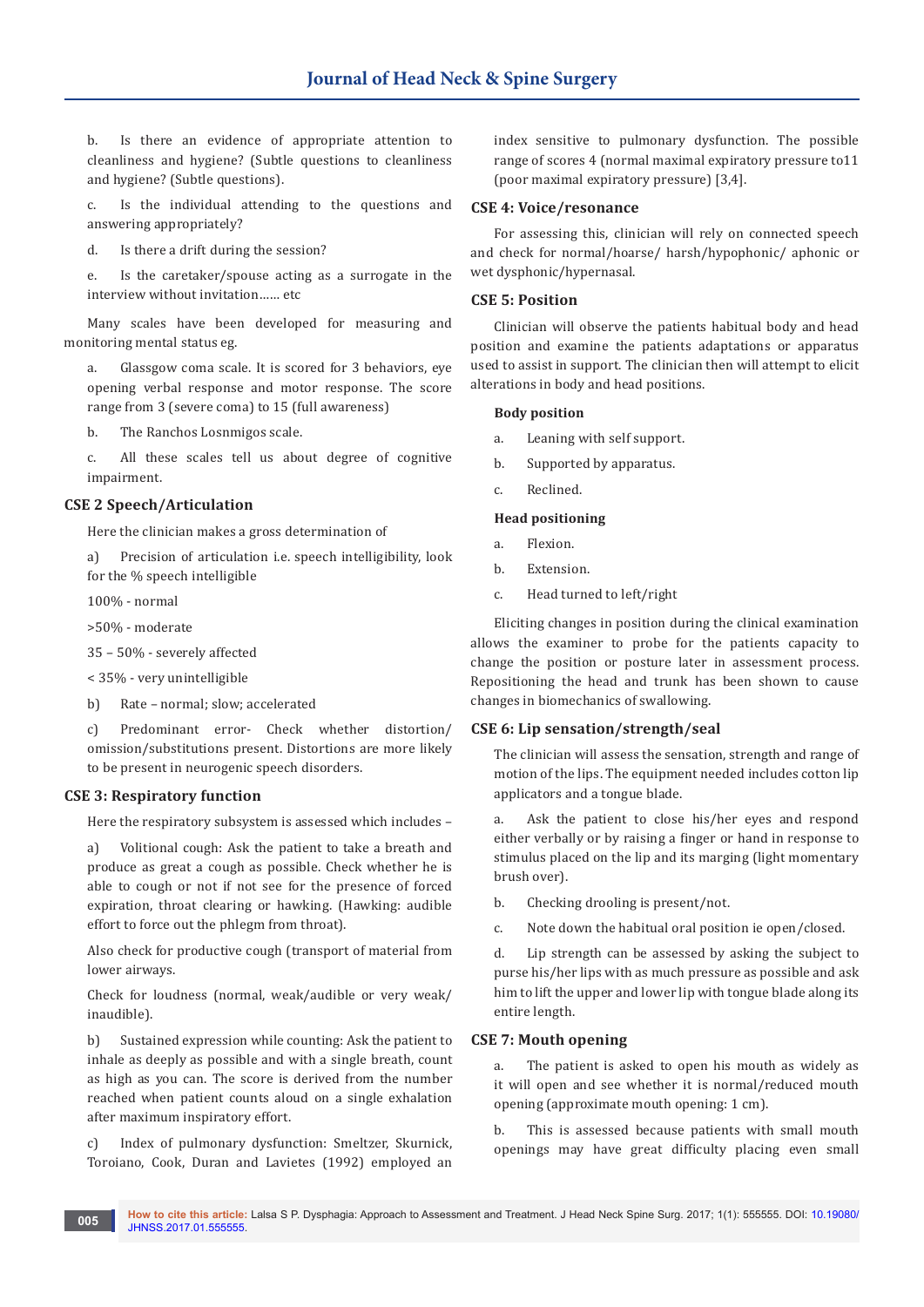b. Is there an evidence of appropriate attention to cleanliness and hygiene? (Subtle questions to cleanliness and hygiene? (Subtle questions).

c. Is the individual attending to the questions and answering appropriately?

d. Is there a drift during the session?

e. Is the caretaker/spouse acting as a surrogate in the interview without invitation…… etc

Many scales have been developed for measuring and monitoring mental status eg.

a. Glassgow coma scale. It is scored for 3 behaviors, eye opening verbal response and motor response. The score range from 3 (severe coma) to 15 (full awareness)

b. The Ranchos Losnmigos scale.

c. All these scales tell us about degree of cognitive impairment.

### CSE 2 Speech/Articulation

Here the clinician makes a gross determination of

a) Precision of articulation i.e. speech intelligibility, look for the % speech intelligible

100% - normal

>50% - moderate

35 – 50% - severely affected

< 35% - very unintelligible

b) Rate – normal; slow; accelerated

c) Predominant error- Check whether distortion/omission/substitutions present. Distortions are more likely to be present in neurogenic speech disorders.

### CSE 3: Respiratory function

Here the respiratory subsystem is assessed which includes –

a) Volitional cough: Ask the patient to take a breath and produce as great a cough as possible. Check whether he is able to cough or not if not see for the presence of forced expiration, throat clearing or hawking. (Hawking: audible effort to force out the phlegm from throat).

Also check for productive cough (transport of material from lower airways.

Check for loudness (normal, weak/audible or very weak/inaudible).

b) Sustained expression while counting: Ask the patient to inhale as deeply as possible and with a single breath, count as high as you can. The score is derived from the number reached when patient counts aloud on a single exhalation after maximum inspiratory effort.

c) Index of pulmonary dysfunction: Smeltzer, Skurnick, Toroiano, Cook, Duran and Lavietes (1992) employed an index sensitive to pulmonary dysfunction. The possible range of scores 4 (normal maximal expiratory pressure to11 (poor maximal expiratory pressure) [3,4].

### CSE 4: Voice/resonance

For assessing this, clinician will rely on connected speech and check for normal/hoarse/ harsh/hypophonic/ aphonic or wet dysphonic/hypernasal.

### CSE 5: Position

Clinician will observe the patients habitual body and head position and examine the patients adaptations or apparatus used to assist in support. The clinician then will attempt to elicit alterations in body and head positions.

**Body position**

a. Leaning with self support.

b. Supported by apparatus.

c. Reclined.

**Head positioning**

a. Flexion.

b. Extension.

c. Head turned to left/right

Eliciting changes in position during the clinical examination allows the examiner to probe for the patients capacity to change the position or posture later in assessment process. Repositioning the head and trunk has been shown to cause changes in biomechanics of swallowing.

### CSE 6: Lip sensation/strength/seal

The clinician will assess the sensation, strength and range of motion of the lips. The equipment needed includes cotton lip applicators and a tongue blade.

a. Ask the patient to close his/her eyes and respond either verbally or by raising a finger or hand in response to stimulus placed on the lip and its marging (light momentary brush over).

b. Checking drooling is present/not.

c. Note down the habitual oral position ie open/closed.

d. Lip strength can be assessed by asking the subject to purse his/her lips with as much pressure as possible and ask him to lift the upper and lower lip with tongue blade along its entire length.

### CSE 7: Mouth opening

a. The patient is asked to open his mouth as widely as it will open and see whether it is normal/reduced mouth opening (approximate mouth opening: 1 cm).

b. This is assessed because patients with small mouth openings may have great difficulty placing even small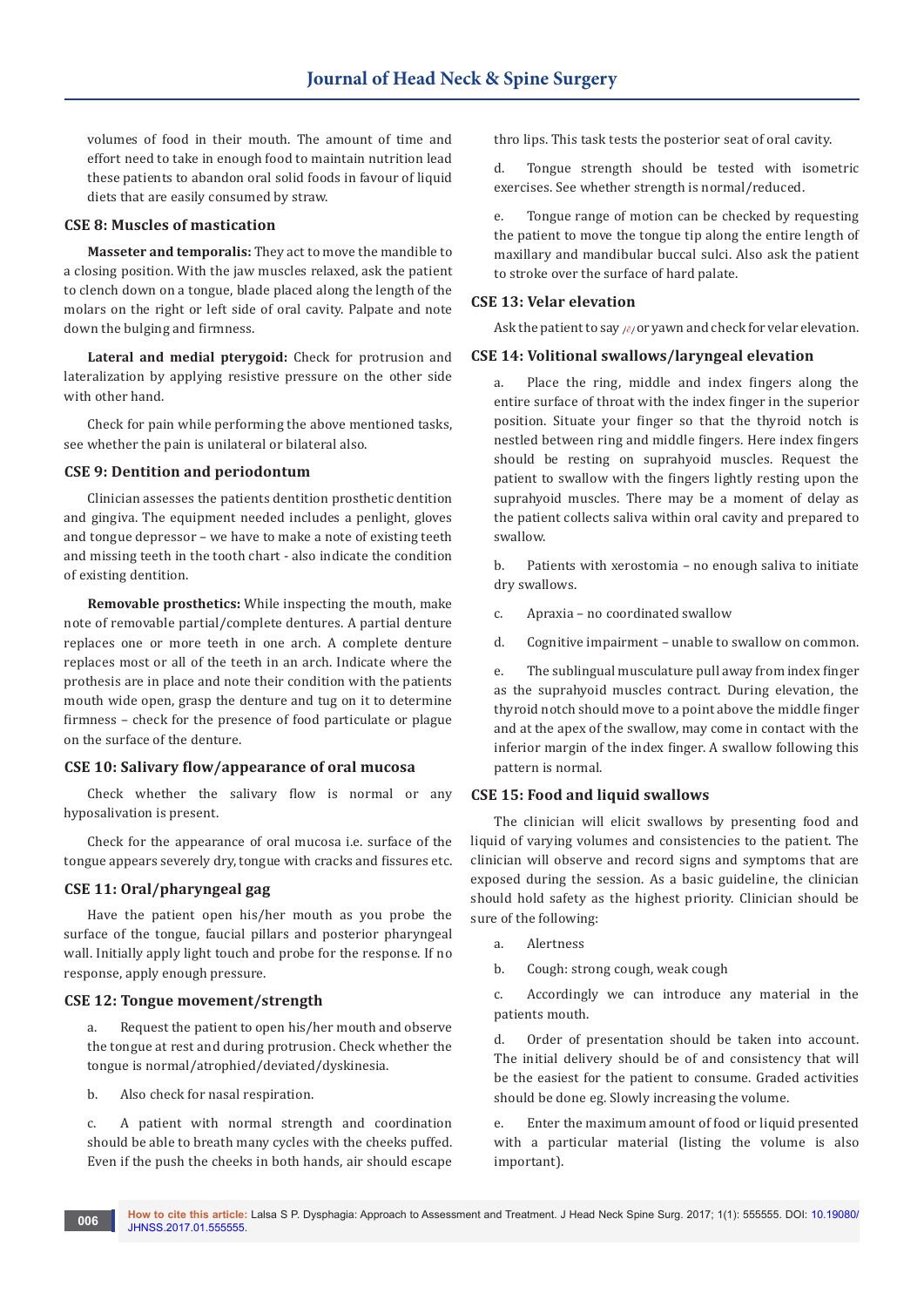volumes of food in their mouth. The amount of time and effort need to take in enough food to maintain nutrition lead these patients to abandon oral solid foods in favour of liquid diets that are easily consumed by straw.

## CSE 8: Muscles of mastication

**Masseter and temporalis:** They act to move the mandible to a closing position. With the jaw muscles relaxed, ask the patient to clench down on a tongue, blade placed along the length of the molars on the right or left side of oral cavity. Palpate and note down the bulging and firmness.

**Lateral and medial pterygoid:** Check for protrusion and lateralization by applying resistive pressure on the other side with other hand.

Check for pain while performing the above mentioned tasks, see whether the pain is unilateral or bilateral also.

## CSE 9: Dentition and periodontum

Clinician assesses the patients dentition prosthetic dentition and gingiva. The equipment needed includes a penlight, gloves and tongue depressor – we have to make a note of existing teeth and missing teeth in the tooth chart - also indicate the condition of existing dentition.

**Removable prosthetics:** While inspecting the mouth, make note of removable partial/complete dentures. A partial denture replaces one or more teeth in one arch. A complete denture replaces most or all of the teeth in an arch. Indicate where the prothesis are in place and note their condition with the patients mouth wide open, grasp the denture and tug on it to determine firmness – check for the presence of food particulate or plague on the surface of the denture.

## CSE 10: Salivary flow/appearance of oral mucosa

Check whether the salivary flow is normal or any hyposalivation is present.

Check for the appearance of oral mucosa i.e. surface of the tongue appears severely dry, tongue with cracks and fissures etc.

## CSE 11: Oral/pharyngeal gag

Have the patient open his/her mouth as you probe the surface of the tongue, faucial pillars and posterior pharyngeal wall. Initially apply light touch and probe for the response. If no response, apply enough pressure.

## CSE 12: Tongue movement/strength

a. Request the patient to open his/her mouth and observe the tongue at rest and during protrusion. Check whether the tongue is normal/atrophied/deviated/dyskinesia.

b. Also check for nasal respiration.

c. A patient with normal strength and coordination should be able to breath many cycles with the cheeks puffed. Even if the push the cheeks in both hands, air should escape thro lips. This task tests the posterior seat of oral cavity.

d. Tongue strength should be tested with isometric exercises. See whether strength is normal/reduced.

e. Tongue range of motion can be checked by requesting the patient to move the tongue tip along the entire length of maxillary and mandibular buccal sulci. Also ask the patient to stroke over the surface of hard palate.

## CSE 13: Velar elevation

Ask the patient to say /ɑ/ or yawn and check for velar elevation.

## CSE 14: Volitional swallows/laryngeal elevation

a. Place the ring, middle and index fingers along the entire surface of throat with the index finger in the superior position. Situate your finger so that the thyroid notch is nestled between ring and middle fingers. Here index fingers should be resting on suprahyoid muscles. Request the patient to swallow with the fingers lightly resting upon the suprahyoid muscles. There may be a moment of delay as the patient collects saliva within oral cavity and prepared to swallow.

b. Patients with xerostomia – no enough saliva to initiate dry swallows.

c. Apraxia – no coordinated swallow

d. Cognitive impairment – unable to swallow on common.

e. The sublingual musculature pull away from index finger as the suprahyoid muscles contract. During elevation, the thyroid notch should move to a point above the middle finger and at the apex of the swallow, may come in contact with the inferior margin of the index finger. A swallow following this pattern is normal.

## CSE 15: Food and liquid swallows

The clinician will elicit swallows by presenting food and liquid of varying volumes and consistencies to the patient. The clinician will observe and record signs and symptoms that are exposed during the session. As a basic guideline, the clinician should hold safety as the highest priority. Clinician should be sure of the following:

a. Alertness

b. Cough: strong cough, weak cough

c. Accordingly we can introduce any material in the patients mouth.

d. Order of presentation should be taken into account. The initial delivery should be of and consistency that will be the easiest for the patient to consume. Graded activities should be done eg. Slowly increasing the volume.

e. Enter the maximum amount of food or liquid presented with a particular material (listing the volume is also important).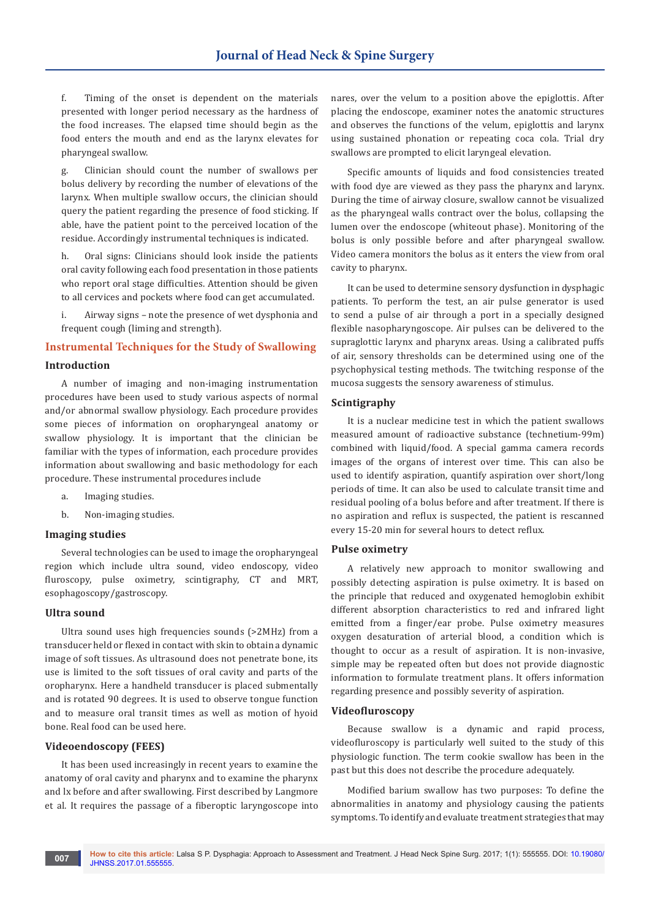f. Timing of the onset is dependent on the materials presented with longer period necessary as the hardness of the food increases. The elapsed time should begin as the food enters the mouth and end as the larynx elevates for pharyngeal swallow.

g. Clinician should count the number of swallows per bolus delivery by recording the number of elevations of the larynx. When multiple swallow occurs, the clinician should query the patient regarding the presence of food sticking. If able, have the patient point to the perceived location of the residue. Accordingly instrumental techniques is indicated.

h. Oral signs: Clinicians should look inside the patients oral cavity following each food presentation in those patients who report oral stage difficulties. Attention should be given to all cervices and pockets where food can get accumulated.

i. Airway signs – note the presence of wet dysphonia and frequent cough (liming and strength).

## Instrumental Techniques for the Study of Swallowing

### Introduction

A number of imaging and non-imaging instrumentation procedures have been used to study various aspects of normal and/or abnormal swallow physiology. Each procedure provides some pieces of information on oropharyngeal anatomy or swallow physiology. It is important that the clinician be familiar with the types of information, each procedure provides information about swallowing and basic methodology for each procedure. These instrumental procedures include

a. Imaging studies.

b. Non-imaging studies.

### Imaging studies

Several technologies can be used to image the oropharyngeal region which include ultra sound, video endoscopy, video fluroscopy, pulse oximetry, scintigraphy, CT and MRT, esophagoscopy/gastroscopy.

### Ultra sound

Ultra sound uses high frequencies sounds (>2MHz) from a transducer held or flexed in contact with skin to obtain a dynamic image of soft tissues. As ultrasound does not penetrate bone, its use is limited to the soft tissues of oral cavity and parts of the oropharynx. Here a handheld transducer is placed submentally and is rotated 90 degrees. It is used to observe tongue function and to measure oral transit times as well as motion of hyoid bone. Real food can be used here.

### Videoendoscopy (FEES)

It has been used increasingly in recent years to examine the anatomy of oral cavity and pharynx and to examine the pharynx and lx before and after swallowing. First described by Langmore et al. It requires the passage of a fiberoptic laryngoscope into nares, over the velum to a position above the epiglottis. After placing the endoscope, examiner notes the anatomic structures and observes the functions of the velum, epiglottis and larynx using sustained phonation or repeating coca cola. Trial dry swallows are prompted to elicit laryngeal elevation.

Specific amounts of liquids and food consistencies treated with food dye are viewed as they pass the pharynx and larynx. During the time of airway closure, swallow cannot be visualized as the pharyngeal walls contract over the bolus, collapsing the lumen over the endoscope (whiteout phase). Monitoring of the bolus is only possible before and after pharyngeal swallow. Video camera monitors the bolus as it enters the view from oral cavity to pharynx.

It can be used to determine sensory dysfunction in dysphagic patients. To perform the test, an air pulse generator is used to send a pulse of air through a port in a specially designed flexible nasopharyngoscope. Air pulses can be delivered to the supraglottic larynx and pharynx areas. Using a calibrated puffs of air, sensory thresholds can be determined using one of the psychophysical testing methods. The twitching response of the mucosa suggests the sensory awareness of stimulus.

### Scintigraphy

It is a nuclear medicine test in which the patient swallows measured amount of radioactive substance (technetium-99m) combined with liquid/food. A special gamma camera records images of the organs of interest over time. This can also be used to identify aspiration, quantify aspiration over short/long periods of time. It can also be used to calculate transit time and residual pooling of a bolus before and after treatment. If there is no aspiration and reflux is suspected, the patient is rescanned every 15-20 min for several hours to detect reflux.

### Pulse oximetry

A relatively new approach to monitor swallowing and possibly detecting aspiration is pulse oximetry. It is based on the principle that reduced and oxygenated hemoglobin exhibit different absorption characteristics to red and infrared light emitted from a finger/ear probe. Pulse oximetry measures oxygen desaturation of arterial blood, a condition which is thought to occur as a result of aspiration. It is non-invasive, simple may be repeated often but does not provide diagnostic information to formulate treatment plans. It offers information regarding presence and possibly severity of aspiration.

### Videofluroscopy

Because swallow is a dynamic and rapid process, videofluroscopy is particularly well suited to the study of this physiologic function. The term cookie swallow has been in the past but this does not describe the procedure adequately.

Modified barium swallow has two purposes: To define the abnormalities in anatomy and physiology causing the patients symptoms. To identify and evaluate treatment strategies that may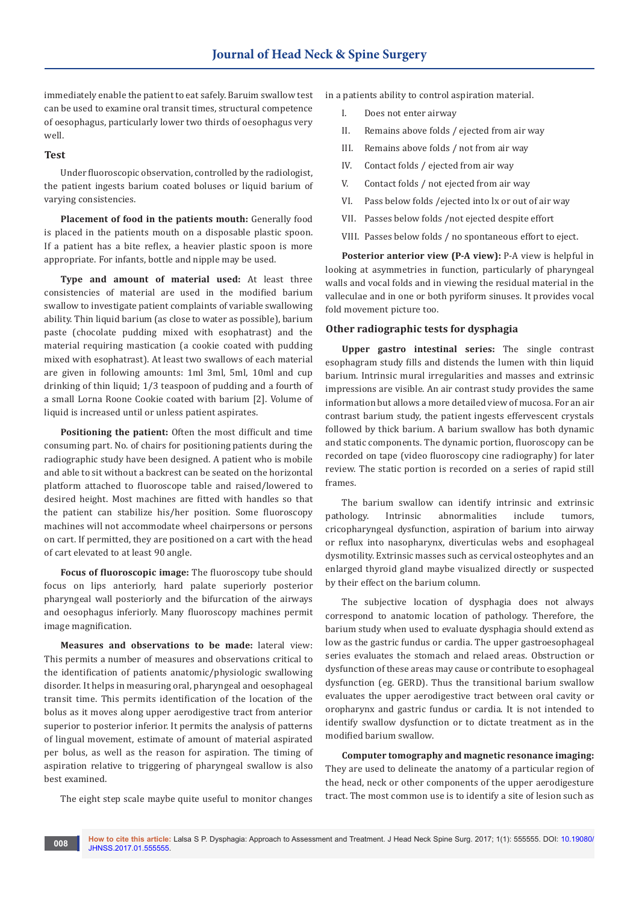immediately enable the patient to eat safely. Baruim swallow test can be used to examine oral transit times, structural competence of oesophagus, particularly lower two thirds of oesophagus very well.

### Test

Under fluoroscopic observation, controlled by the radiologist, the patient ingests barium coated boluses or liquid barium of varying consistencies.

**Placement of food in the patients mouth:** Generally food is placed in the patients mouth on a disposable plastic spoon. If a patient has a bite reflex, a heavier plastic spoon is more appropriate. For infants, bottle and nipple may be used.

**Type and amount of material used:** At least three consistencies of material are used in the modified barium swallow to investigate patient complaints of variable swallowing ability. Thin liquid barium (as close to water as possible), barium paste (chocolate pudding mixed with esophatrast) and the material requiring mastication (a cookie coated with pudding mixed with esophatrast). At least two swallows of each material are given in following amounts: 1ml 3ml, 5ml, 10ml and cup drinking of thin liquid; 1/3 teaspoon of pudding and a fourth of a small Lorna Roone Cookie coated with barium [2]. Volume of liquid is increased until or unless patient aspirates.

**Positioning the patient:** Often the most difficult and time consuming part. No. of chairs for positioning patients during the radiographic study have been designed. A patient who is mobile and able to sit without a backrest can be seated on the horizontal platform attached to fluoroscope table and raised/lowered to desired height. Most machines are fitted with handles so that the patient can stabilize his/her position. Some fluoroscopy machines will not accommodate wheel chairpersons or persons on cart. If permitted, they are positioned on a cart with the head of cart elevated to at least 90 angle.

**Focus of fluoroscopic image:** The fluoroscopy tube should focus on lips anteriorly, hard palate superiorly posterior pharyngeal wall posteriorly and the bifurcation of the airways and oesophagus inferiorly. Many fluoroscopy machines permit image magnification.

**Measures and observations to be made:** lateral view: This permits a number of measures and observations critical to the identification of patients anatomic/physiologic swallowing disorder. It helps in measuring oral, pharyngeal and oesophageal transit time. This permits identification of the location of the bolus as it moves along upper aerodigestive tract from anterior superior to posterior inferior. It permits the analysis of patterns of lingual movement, estimate of amount of material aspirated per bolus, as well as the reason for aspiration. The timing of aspiration relative to triggering of pharyngeal swallow is also best examined.

The eight step scale maybe quite useful to monitor changes in a patients ability to control aspiration material.

I. Does not enter airway
II. Remains above folds / ejected from air way
III. Remains above folds / not from air way
IV. Contact folds / ejected from air way
V. Contact folds / not ejected from air way
VI. Pass below folds /ejected into lx or out of air way
VII. Passes below folds /not ejected despite effort
VIII. Passes below folds / no spontaneous effort to eject.

**Posterior anterior view (P-A view):** P-A view is helpful in looking at asymmetries in function, particularly of pharyngeal walls and vocal folds and in viewing the residual material in the valleculae and in one or both pyriform sinuses. It provides vocal fold movement picture too.

### Other radiographic tests for dysphagia

**Upper gastro intestinal series:** The single contrast esophagram study fills and distends the lumen with thin liquid barium. Intrinsic mural irregularities and masses and extrinsic impressions are visible. An air contrast study provides the same information but allows a more detailed view of mucosa. For an air contrast barium study, the patient ingests effervescent crystals followed by thick barium. A barium swallow has both dynamic and static components. The dynamic portion, fluoroscopy can be recorded on tape (video fluoroscopy cine radiography) for later review. The static portion is recorded on a series of rapid still frames.

The barium swallow can identify intrinsic and extrinsic pathology. Intrinsic abnormalities include tumors, cricopharyngeal dysfunction, aspiration of barium into airway or reflux into nasopharynx, diverticulas webs and esophageal dysmotility. Extrinsic masses such as cervical osteophytes and an enlarged thyroid gland maybe visualized directly or suspected by their effect on the barium column.

The subjective location of dysphagia does not always correspond to anatomic location of pathology. Therefore, the barium study when used to evaluate dysphagia should extend as low as the gastric fundus or cardia. The upper gastroesophageal series evaluates the stomach and relaed areas. Obstruction or dysfunction of these areas may cause or contribute to esophageal dysfunction (eg. GERD). Thus the transitional barium swallow evaluates the upper aerodigestive tract between oral cavity or oropharynx and gastric fundus or cardia. It is not intended to identify swallow dysfunction or to dictate treatment as in the modified barium swallow.

**Computer tomography and magnetic resonance imaging:** They are used to delineate the anatomy of a particular region of the head, neck or other components of the upper aerodigesture tract. The most common use is to identify a site of lesion such as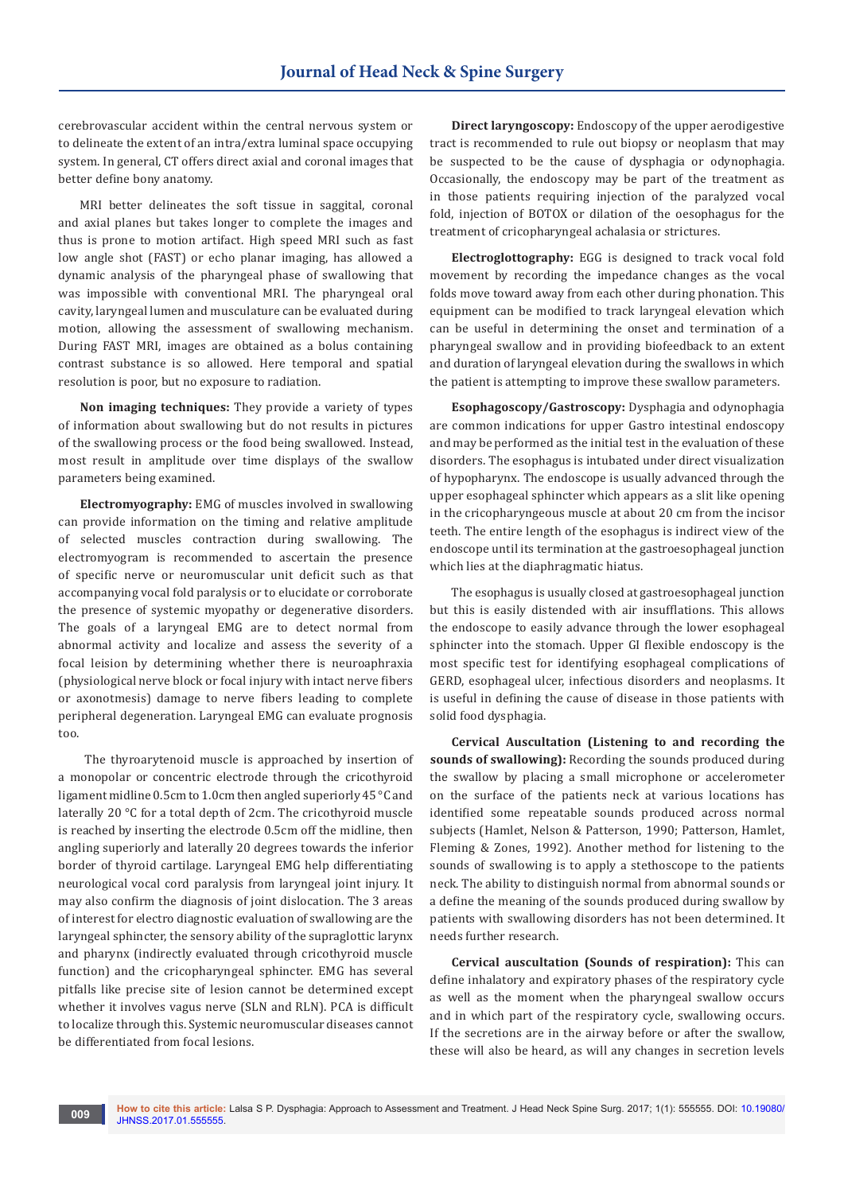cerebrovascular accident within the central nervous system or to delineate the extent of an intra/extra luminal space occupying system. In general, CT offers direct axial and coronal images that better define bony anatomy.

MRI better delineates the soft tissue in saggital, coronal and axial planes but takes longer to complete the images and thus is prone to motion artifact. High speed MRI such as fast low angle shot (FAST) or echo planar imaging, has allowed a dynamic analysis of the pharyngeal phase of swallowing that was impossible with conventional MRI. The pharyngeal oral cavity, laryngeal lumen and musculature can be evaluated during motion, allowing the assessment of swallowing mechanism. During FAST MRI, images are obtained as a bolus containing contrast substance is so allowed. Here temporal and spatial resolution is poor, but no exposure to radiation.

**Non imaging techniques:** They provide a variety of types of information about swallowing but do not results in pictures of the swallowing process or the food being swallowed. Instead, most result in amplitude over time displays of the swallow parameters being examined.

**Electromyography:** EMG of muscles involved in swallowing can provide information on the timing and relative amplitude of selected muscles contraction during swallowing. The electromyogram is recommended to ascertain the presence of specific nerve or neuromuscular unit deficit such as that accompanying vocal fold paralysis or to elucidate or corroborate the presence of systemic myopathy or degenerative disorders. The goals of a laryngeal EMG are to detect normal from abnormal activity and localize and assess the severity of a focal leision by determining whether there is neuroaphraxia (physiological nerve block or focal injury with intact nerve fibers or axonotmesis) damage to nerve fibers leading to complete peripheral degeneration. Laryngeal EMG can evaluate prognosis too.

The thyroarytenoid muscle is approached by insertion of a monopolar or concentric electrode through the cricothyroid ligament midline 0.5cm to 1.0cm then angled superiorly 45 °C and laterally 20 °C for a total depth of 2cm. The cricothyroid muscle is reached by inserting the electrode 0.5cm off the midline, then angling superiorly and laterally 20 degrees towards the inferior border of thyroid cartilage. Laryngeal EMG help differentiating neurological vocal cord paralysis from laryngeal joint injury. It may also confirm the diagnosis of joint dislocation. The 3 areas of interest for electro diagnostic evaluation of swallowing are the laryngeal sphincter, the sensory ability of the supraglottic larynx and pharynx (indirectly evaluated through cricothyroid muscle function) and the cricopharyngeal sphincter. EMG has several pitfalls like precise site of lesion cannot be determined except whether it involves vagus nerve (SLN and RLN). PCA is difficult to localize through this. Systemic neuromuscular diseases cannot be differentiated from focal lesions.

**Direct laryngoscopy:** Endoscopy of the upper aerodigestive tract is recommended to rule out biopsy or neoplasm that may be suspected to be the cause of dysphagia or odynophagia. Occasionally, the endoscopy may be part of the treatment as in those patients requiring injection of the paralyzed vocal fold, injection of BOTOX or dilation of the oesophagus for the treatment of cricopharyngeal achalasia or strictures.

**Electroglottography:** EGG is designed to track vocal fold movement by recording the impedance changes as the vocal folds move toward away from each other during phonation. This equipment can be modified to track laryngeal elevation which can be useful in determining the onset and termination of a pharyngeal swallow and in providing biofeedback to an extent and duration of laryngeal elevation during the swallows in which the patient is attempting to improve these swallow parameters.

**Esophagoscopy/Gastroscopy:** Dysphagia and odynophagia are common indications for upper Gastro intestinal endoscopy and may be performed as the initial test in the evaluation of these disorders. The esophagus is intubated under direct visualization of hypopharynx. The endoscope is usually advanced through the upper esophageal sphincter which appears as a slit like opening in the cricopharyngeous muscle at about 20 cm from the incisor teeth. The entire length of the esophagus is indirect view of the endoscope until its termination at the gastroesophageal junction which lies at the diaphragmatic hiatus.

The esophagus is usually closed at gastroesophageal junction but this is easily distended with air insufflations. This allows the endoscope to easily advance through the lower esophageal sphincter into the stomach. Upper GI flexible endoscopy is the most specific test for identifying esophageal complications of GERD, esophageal ulcer, infectious disorders and neoplasms. It is useful in defining the cause of disease in those patients with solid food dysphagia.

**Cervical Auscultation (Listening to and recording the sounds of swallowing):** Recording the sounds produced during the swallow by placing a small microphone or accelerometer on the surface of the patients neck at various locations has identified some repeatable sounds produced across normal subjects (Hamlet, Nelson & Patterson, 1990; Patterson, Hamlet, Fleming & Zones, 1992). Another method for listening to the sounds of swallowing is to apply a stethoscope to the patients neck. The ability to distinguish normal from abnormal sounds or a define the meaning of the sounds produced during swallow by patients with swallowing disorders has not been determined. It needs further research.

**Cervical auscultation (Sounds of respiration):** This can define inhalatory and expiratory phases of the respiratory cycle as well as the moment when the pharyngeal swallow occurs and in which part of the respiratory cycle, swallowing occurs. If the secretions are in the airway before or after the swallow, these will also be heard, as will any changes in secretion levels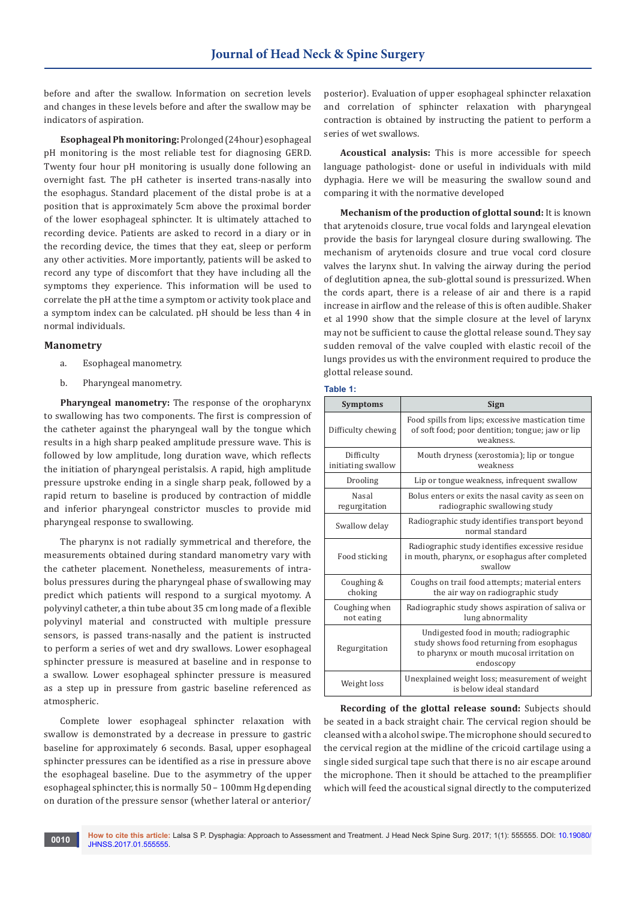before and after the swallow. Information on secretion levels and changes in these levels before and after the swallow may be indicators of aspiration.

**Esophageal Ph monitoring:** Prolonged (24hour) esophageal pH monitoring is the most reliable test for diagnosing GERD. Twenty four hour pH monitoring is usually done following an overnight fast. The pH catheter is inserted trans-nasally into the esophagus. Standard placement of the distal probe is at a position that is approximately 5cm above the proximal border of the lower esophageal sphincter. It is ultimately attached to recording device. Patients are asked to record in a diary or in the recording device, the times that they eat, sleep or perform any other activities. More importantly, patients will be asked to record any type of discomfort that they have including all the symptoms they experience. This information will be used to correlate the pH at the time a symptom or activity took place and a symptom index can be calculated. pH should be less than 4 in normal individuals.

## Manometry

a. Esophageal manometry.

b. Pharyngeal manometry.

**Pharyngeal manometry:** The response of the oropharynx to swallowing has two components. The first is compression of the catheter against the pharyngeal wall by the tongue which results in a high sharp peaked amplitude pressure wave. This is followed by low amplitude, long duration wave, which reflects the initiation of pharyngeal peristalsis. A rapid, high amplitude pressure upstroke ending in a single sharp peak, followed by a rapid return to baseline is produced by contraction of middle and inferior pharyngeal constrictor muscles to provide mid pharyngeal response to swallowing.

The pharynx is not radially symmetrical and therefore, the measurements obtained during standard manometry vary with the catheter placement. Nonetheless, measurements of intra-bolus pressures during the pharyngeal phase of swallowing may predict which patients will respond to a surgical myotomy. A polyvinyl catheter, a thin tube about 35 cm long made of a flexible polyvinyl material and constructed with multiple pressure sensors, is passed trans-nasally and the patient is instructed to perform a series of wet and dry swallows. Lower esophageal sphincter pressure is measured at baseline and in response to a swallow. Lower esophageal sphincter pressure is measured as a step up in pressure from gastric baseline referenced as atmospheric.

Complete lower esophageal sphincter relaxation with swallow is demonstrated by a decrease in pressure to gastric baseline for approximately 6 seconds. Basal, upper esophageal sphincter pressures can be identified as a rise in pressure above the esophageal baseline. Due to the asymmetry of the upper esophageal sphincter, this is normally 50 – 100mm Hg depending on duration of the pressure sensor (whether lateral or anterior/posterior). Evaluation of upper esophageal sphincter relaxation and correlation of sphincter relaxation with pharyngeal contraction is obtained by instructing the patient to perform a series of wet swallows.

**Acoustical analysis:** This is more accessible for speech language pathologist- done or useful in individuals with mild dyphagia. Here we will be measuring the swallow sound and comparing it with the normative developed

**Mechanism of the production of glottal sound:** It is known that arytenoids closure, true vocal folds and laryngeal elevation provide the basis for laryngeal closure during swallowing. The mechanism of arytenoids closure and true vocal cord closure valves the larynx shut. In valving the airway during the period of deglutition apnea, the sub-glottal sound is pressurized. When the cords apart, there is a release of air and there is a rapid increase in airflow and the release of this is often audible. Shaker et al 1990 show that the simple closure at the level of larynx may not be sufficient to cause the glottal release sound. They say sudden removal of the valve coupled with elastic recoil of the lungs provides us with the environment required to produce the glottal release sound.

**Table 1:**

| Symptoms | Sign |
|---|---|
| Difficulty chewing | Food spills from lips; excessive mastication time of soft food; poor dentition; tongue; jaw or lip weakness. |
| Difficulty initiating swallow | Mouth dryness (xerostomia); lip or tongue weakness |
| Drooling | Lip or tongue weakness, infrequent swallow |
| Nasal regurgitation | Bolus enters or exits the nasal cavity as seen on radiographic swallowing study |
| Swallow delay | Radiographic study identifies transport beyond normal standard |
| Food sticking | Radiographic study identifies excessive residue in mouth, pharynx, or esophagus after completed swallow |
| Coughing & choking | Coughs on trail food attempts; material enters the air way on radiographic study |
| Coughing when not eating | Radiographic study shows aspiration of saliva or lung abnormality |
| Regurgitation | Undigested food in mouth; radiographic study shows food returning from esophagus to pharynx or mouth mucosal irritation on endoscopy |
| Weight loss | Unexplained weight loss; measurement of weight is below ideal standard |

**Recording of the glottal release sound:** Subjects should be seated in a back straight chair. The cervical region should be cleansed with a alcohol swipe. The microphone should secured to the cervical region at the midline of the cricoid cartilage using a single sided surgical tape such that there is no air escape around the microphone. Then it should be attached to the preamplifier which will feed the acoustical signal directly to the computerized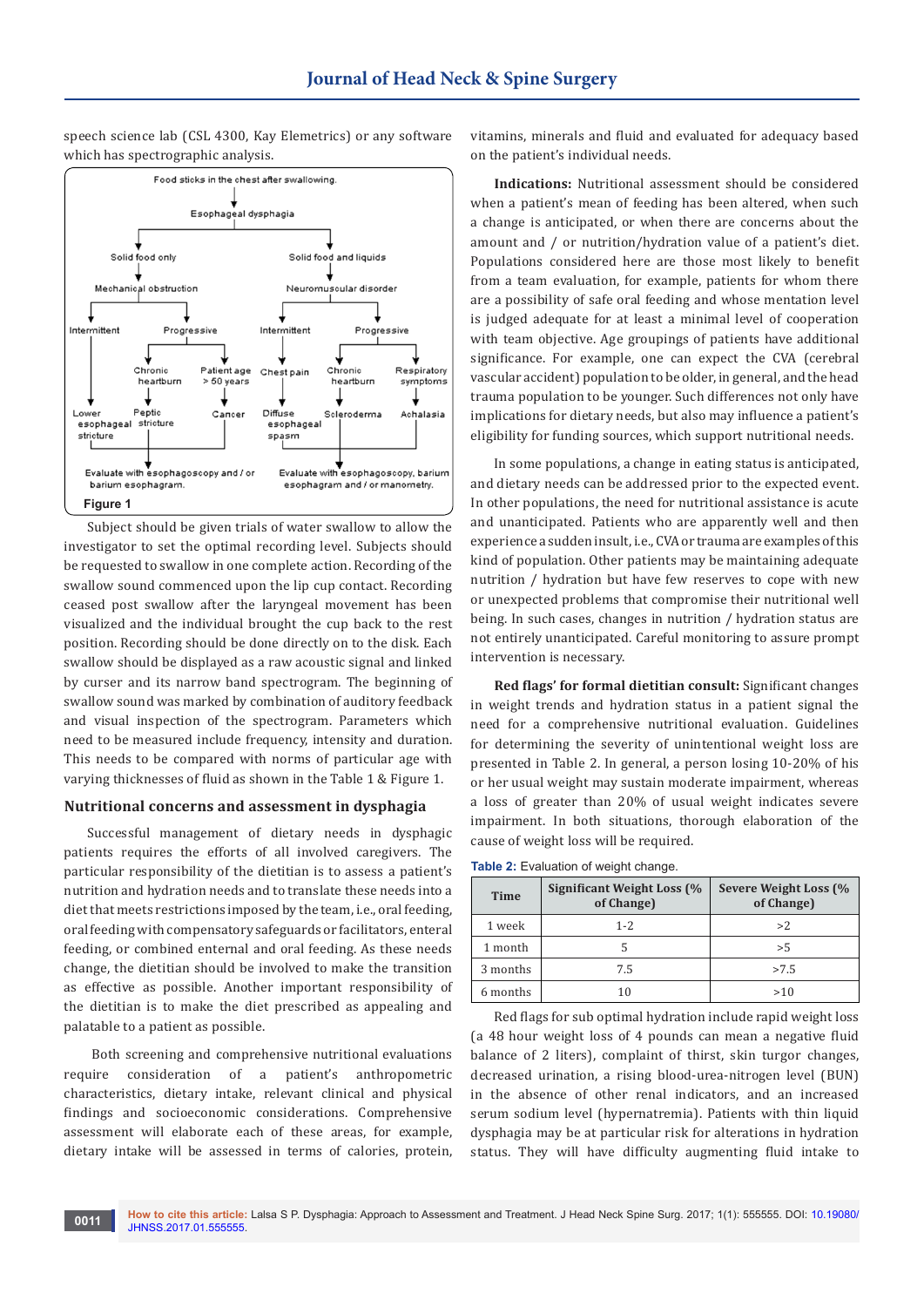speech science lab (CSL 4300, Kay Elemetrics) or any software which has spectrographic analysis.

Food sticks in the chest after swallowing.

- Esophageal dysphagia
  - Solid food only
    - Mechanical obstruction
      - Intermittent
        - Lower esophageal stricture
      - Progressive
        - Chronic heartburn
          - Peptic stricture
        - Patient age > 50 years
          - Cancer
      - Evaluate with esophagoscopy and / or barium esophagram.
  - Solid food and liquids
    - Neuromuscular disorder
      - Intermittent
        - Chest pain
          - Diffuse esophageal spasm
      - Progressive
        - Chronic heartburn
          - Scleroderma
        - Respiratory symptoms
          - Achalasia
      - Evaluate with esophagoscopy, barium esophagram and / or manometry.

Figure 1

Subject should be given trials of water swallow to allow the investigator to set the optimal recording level. Subjects should be requested to swallow in one complete action. Recording of the swallow sound commenced upon the lip cup contact. Recording ceased post swallow after the laryngeal movement has been visualized and the individual brought the cup back to the rest position. Recording should be done directly on to the disk. Each swallow should be displayed as a raw acoustic signal and linked by curser and its narrow band spectrogram. The beginning of swallow sound was marked by combination of auditory feedback and visual inspection of the spectrogram. Parameters which need to be measured include frequency, intensity and duration. This needs to be compared with norms of particular age with varying thicknesses of fluid as shown in the Table 1 & Figure 1.

## Nutritional concerns and assessment in dysphagia

Successful management of dietary needs in dysphagic patients requires the efforts of all involved caregivers. The particular responsibility of the dietitian is to assess a patient's nutrition and hydration needs and to translate these needs into a diet that meets restrictions imposed by the team, i.e., oral feeding, oral feeding with compensatory safeguards or facilitators, enteral feeding, or combined enternal and oral feeding. As these needs change, the dietitian should be involved to make the transition as effective as possible. Another important responsibility of the dietitian is to make the diet prescribed as appealing and palatable to a patient as possible.

Both screening and comprehensive nutritional evaluations require consideration of a patient's anthropometric characteristics, dietary intake, relevant clinical and physical findings and socioeconomic considerations. Comprehensive assessment will elaborate each of these areas, for example, dietary intake will be assessed in terms of calories, protein, vitamins, minerals and fluid and evaluated for adequacy based on the patient's individual needs.

**Indications:** Nutritional assessment should be considered when a patient's mean of feeding has been altered, when such a change is anticipated, or when there are concerns about the amount and / or nutrition/hydration value of a patient's diet. Populations considered here are those most likely to benefit from a team evaluation, for example, patients for whom there are a possibility of safe oral feeding and whose mentation level is judged adequate for at least a minimal level of cooperation with team objective. Age groupings of patients have additional significance. For example, one can expect the CVA (cerebral vascular accident) population to be older, in general, and the head trauma population to be younger. Such differences not only have implications for dietary needs, but also may influence a patient's eligibility for funding sources, which support nutritional needs.

In some populations, a change in eating status is anticipated, and dietary needs can be addressed prior to the expected event. In other populations, the need for nutritional assistance is acute and unanticipated. Patients who are apparently well and then experience a sudden insult, i.e., CVA or trauma are examples of this kind of population. Other patients may be maintaining adequate nutrition / hydration but have few reserves to cope with new or unexpected problems that compromise their nutritional well being. In such cases, changes in nutrition / hydration status are not entirely unanticipated. Careful monitoring to assure prompt intervention is necessary.

**Red flags' for formal dietitian consult:** Significant changes in weight trends and hydration status in a patient signal the need for a comprehensive nutritional evaluation. Guidelines for determining the severity of unintentional weight loss are presented in Table 2. In general, a person losing 10-20% of his or her usual weight may sustain moderate impairment, whereas a loss of greater than 20% of usual weight indicates severe impairment. In both situations, thorough elaboration of the cause of weight loss will be required.

**Table 2:** Evaluation of weight change.

| Time | Significant Weight Loss (% of Change) | Severe Weight Loss (% of Change) |
|---|---|---|
| 1 week | 1-2 | >2 |
| 1 month | 5 | >5 |
| 3 months | 7.5 | >7.5 |
| 6 months | 10 | >10 |

Red flags for sub optimal hydration include rapid weight loss (a 48 hour weight loss of 4 pounds can mean a negative fluid balance of 2 liters), complaint of thirst, skin turgor changes, decreased urination, a rising blood-urea-nitrogen level (BUN) in the absence of other renal indicators, and an increased serum sodium level (hypernatremia). Patients with thin liquid dysphagia may be at particular risk for alterations in hydration status. They will have difficulty augmenting fluid intake to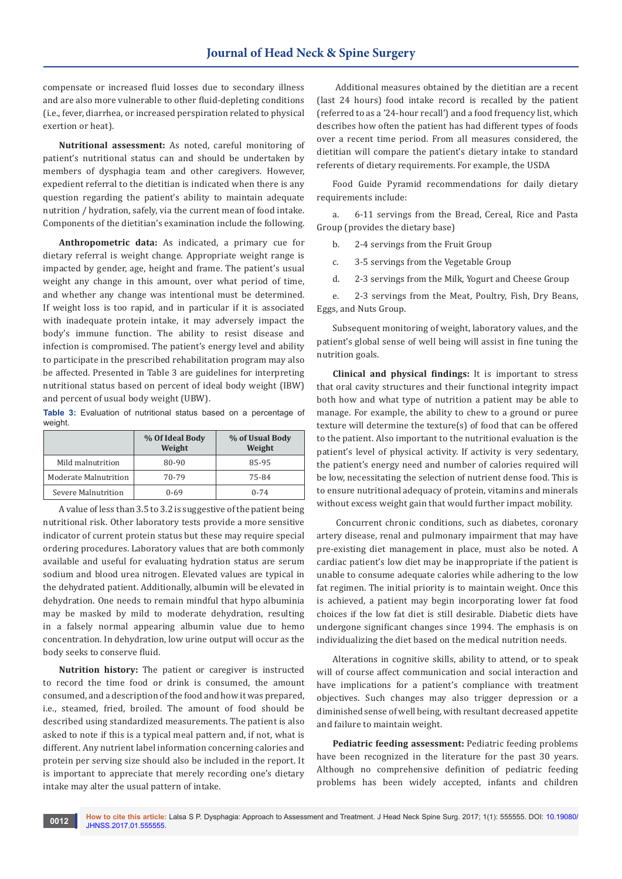compensate or increased fluid losses due to secondary illness and are also more vulnerable to other fluid-depleting conditions (i.e., fever, diarrhea, or increased perspiration related to physical exertion or heat).

**Nutritional assessment:** As noted, careful monitoring of patient's nutritional status can and should be undertaken by members of dysphagia team and other caregivers. However, expedient referral to the dietitian is indicated when there is any question regarding the patient's ability to maintain adequate nutrition / hydration, safely, via the current mean of food intake. Components of the dietitian's examination include the following.

**Anthropometric data:** As indicated, a primary cue for dietary referral is weight change. Appropriate weight range is impacted by gender, age, height and frame. The patient's usual weight any change in this amount, over what period of time, and whether any change was intentional must be determined. If weight loss is too rapid, and in particular if it is associated with inadequate protein intake, it may adversely impact the body's immune function. The ability to resist disease and infection is compromised. The patient's energy level and ability to participate in the prescribed rehabilitation program may also be affected. Presented in Table 3 are guidelines for interpreting nutritional status based on percent of ideal body weight (IBW) and percent of usual body weight (UBW).

**Table 3:** Evaluation of nutritional status based on a percentage of weight.

| | % Of Ideal Body Weight | % of Usual Body Weight |
|---|---|---|
| Mild malnutrition | 80-90 | 85-95 |
| Moderate Malnutrition | 70-79 | 75-84 |
| Severe Malnutrition | 0-69 | 0-74 |

A value of less than 3.5 to 3.2 is suggestive of the patient being nutritional risk. Other laboratory tests provide a more sensitive indicator of current protein status but these may require special ordering procedures. Laboratory values that are both commonly available and useful for evaluating hydration status are serum sodium and blood urea nitrogen. Elevated values are typical in the dehydrated patient. Additionally, albumin will be elevated in dehydration. One needs to remain mindful that hypo albuminia may be masked by mild to moderate dehydration, resulting in a falsely normal appearing albumin value due to hemo concentration. In dehydration, low urine output will occur as the body seeks to conserve fluid.

**Nutrition history:** The patient or caregiver is instructed to record the time food or drink is consumed, the amount consumed, and a description of the food and how it was prepared, i.e., steamed, fried, broiled. The amount of food should be described using standardized measurements. The patient is also asked to note if this is a typical meal pattern and, if not, what is different. Any nutrient label information concerning calories and protein per serving size should also be included in the report. It is important to appreciate that merely recording one's dietary intake may alter the usual pattern of intake.

Additional measures obtained by the dietitian are a recent (last 24 hours) food intake record is recalled by the patient (referred to as a '24-hour recall') and a food frequency list, which describes how often the patient has had different types of foods over a recent time period. From all measures considered, the dietitian will compare the patient's dietary intake to standard referents of dietary requirements. For example, the USDA

Food Guide Pyramid recommendations for daily dietary requirements include:

a. 6-11 servings from the Bread, Cereal, Rice and Pasta Group (provides the dietary base)

b. 2-4 servings from the Fruit Group

c. 3-5 servings from the Vegetable Group

d. 2-3 servings from the Milk, Yogurt and Cheese Group

e. 2-3 servings from the Meat, Poultry, Fish, Dry Beans, Eggs, and Nuts Group.

Subsequent monitoring of weight, laboratory values, and the patient's global sense of well being will assist in fine tuning the nutrition goals.

**Clinical and physical findings:** It is important to stress that oral cavity structures and their functional integrity impact both how and what type of nutrition a patient may be able to manage. For example, the ability to chew to a ground or puree texture will determine the texture(s) of food that can be offered to the patient. Also important to the nutritional evaluation is the patient's level of physical activity. If activity is very sedentary, the patient's energy need and number of calories required will be low, necessitating the selection of nutrient dense food. This is to ensure nutritional adequacy of protein, vitamins and minerals without excess weight gain that would further impact mobility.

Concurrent chronic conditions, such as diabetes, coronary artery disease, renal and pulmonary impairment that may have pre-existing diet management in place, must also be noted. A cardiac patient's low diet may be inappropriate if the patient is unable to consume adequate calories while adhering to the low fat regimen. The initial priority is to maintain weight. Once this is achieved, a patient may begin incorporating lower fat food choices if the low fat diet is still desirable. Diabetic diets have undergone significant changes since 1994. The emphasis is on individualizing the diet based on the medical nutrition needs.

Alterations in cognitive skills, ability to attend, or to speak will of course affect communication and social interaction and have implications for a patient's compliance with treatment objectives. Such changes may also trigger depression or a diminished sense of well being, with resultant decreased appetite and failure to maintain weight.

**Pediatric feeding assessment:** Pediatric feeding problems have been recognized in the literature for the past 30 years. Although no comprehensive definition of pediatric feeding problems has been widely accepted, infants and children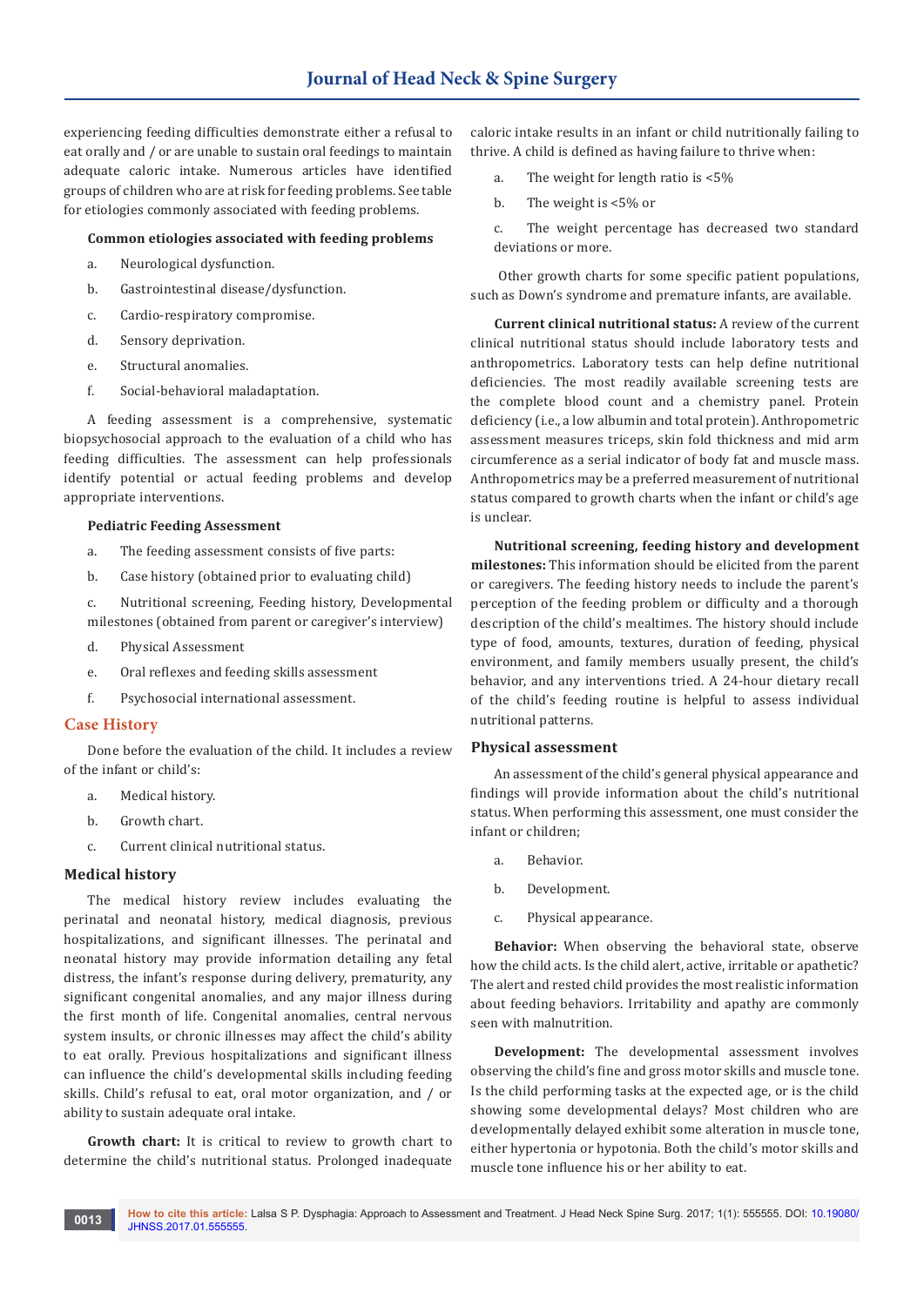experiencing feeding difficulties demonstrate either a refusal to eat orally and / or are unable to sustain oral feedings to maintain adequate caloric intake. Numerous articles have identified groups of children who are at risk for feeding problems. See table for etiologies commonly associated with feeding problems.

**Common etiologies associated with feeding problems**

a. Neurological dysfunction.

b. Gastrointestinal disease/dysfunction.

c. Cardio-respiratory compromise.

d. Sensory deprivation.

e. Structural anomalies.

f. Social-behavioral maladaptation.

A feeding assessment is a comprehensive, systematic biopsychosocial approach to the evaluation of a child who has feeding difficulties. The assessment can help professionals identify potential or actual feeding problems and develop appropriate interventions.

**Pediatric Feeding Assessment**

a. The feeding assessment consists of five parts:

b. Case history (obtained prior to evaluating child)

c. Nutritional screening, Feeding history, Developmental milestones (obtained from parent or caregiver's interview)

d. Physical Assessment

e. Oral reflexes and feeding skills assessment

f. Psychosocial international assessment.

## Case History

Done before the evaluation of the child. It includes a review of the infant or child's:

a. Medical history.

b. Growth chart.

c. Current clinical nutritional status.

### Medical history

The medical history review includes evaluating the perinatal and neonatal history, medical diagnosis, previous hospitalizations, and significant illnesses. The perinatal and neonatal history may provide information detailing any fetal distress, the infant's response during delivery, prematurity, any significant congenital anomalies, and any major illness during the first month of life. Congenital anomalies, central nervous system insults, or chronic illnesses may affect the child's ability to eat orally. Previous hospitalizations and significant illness can influence the child's developmental skills including feeding skills. Child's refusal to eat, oral motor organization, and / or ability to sustain adequate oral intake.

**Growth chart:** It is critical to review to growth chart to determine the child's nutritional status. Prolonged inadequate caloric intake results in an infant or child nutritionally failing to thrive. A child is defined as having failure to thrive when:

a. The weight for length ratio is <5%

b. The weight is <5% or

c. The weight percentage has decreased two standard deviations or more.

Other growth charts for some specific patient populations, such as Down's syndrome and premature infants, are available.

**Current clinical nutritional status:** A review of the current clinical nutritional status should include laboratory tests and anthropometrics. Laboratory tests can help define nutritional deficiencies. The most readily available screening tests are the complete blood count and a chemistry panel. Protein deficiency (i.e., a low albumin and total protein). Anthropometric assessment measures triceps, skin fold thickness and mid arm circumference as a serial indicator of body fat and muscle mass. Anthropometrics may be a preferred measurement of nutritional status compared to growth charts when the infant or child's age is unclear.

**Nutritional screening, feeding history and development milestones:** This information should be elicited from the parent or caregivers. The feeding history needs to include the parent's perception of the feeding problem or difficulty and a thorough description of the child's mealtimes. The history should include type of food, amounts, textures, duration of feeding, physical environment, and family members usually present, the child's behavior, and any interventions tried. A 24-hour dietary recall of the child's feeding routine is helpful to assess individual nutritional patterns.

### Physical assessment

An assessment of the child's general physical appearance and findings will provide information about the child's nutritional status. When performing this assessment, one must consider the infant or children;

a. Behavior.

b. Development.

c. Physical appearance.

**Behavior:** When observing the behavioral state, observe how the child acts. Is the child alert, active, irritable or apathetic? The alert and rested child provides the most realistic information about feeding behaviors. Irritability and apathy are commonly seen with malnutrition.

**Development:** The developmental assessment involves observing the child's fine and gross motor skills and muscle tone. Is the child performing tasks at the expected age, or is the child showing some developmental delays? Most children who are developmentally delayed exhibit some alteration in muscle tone, either hypertonia or hypotonia. Both the child's motor skills and muscle tone influence his or her ability to eat.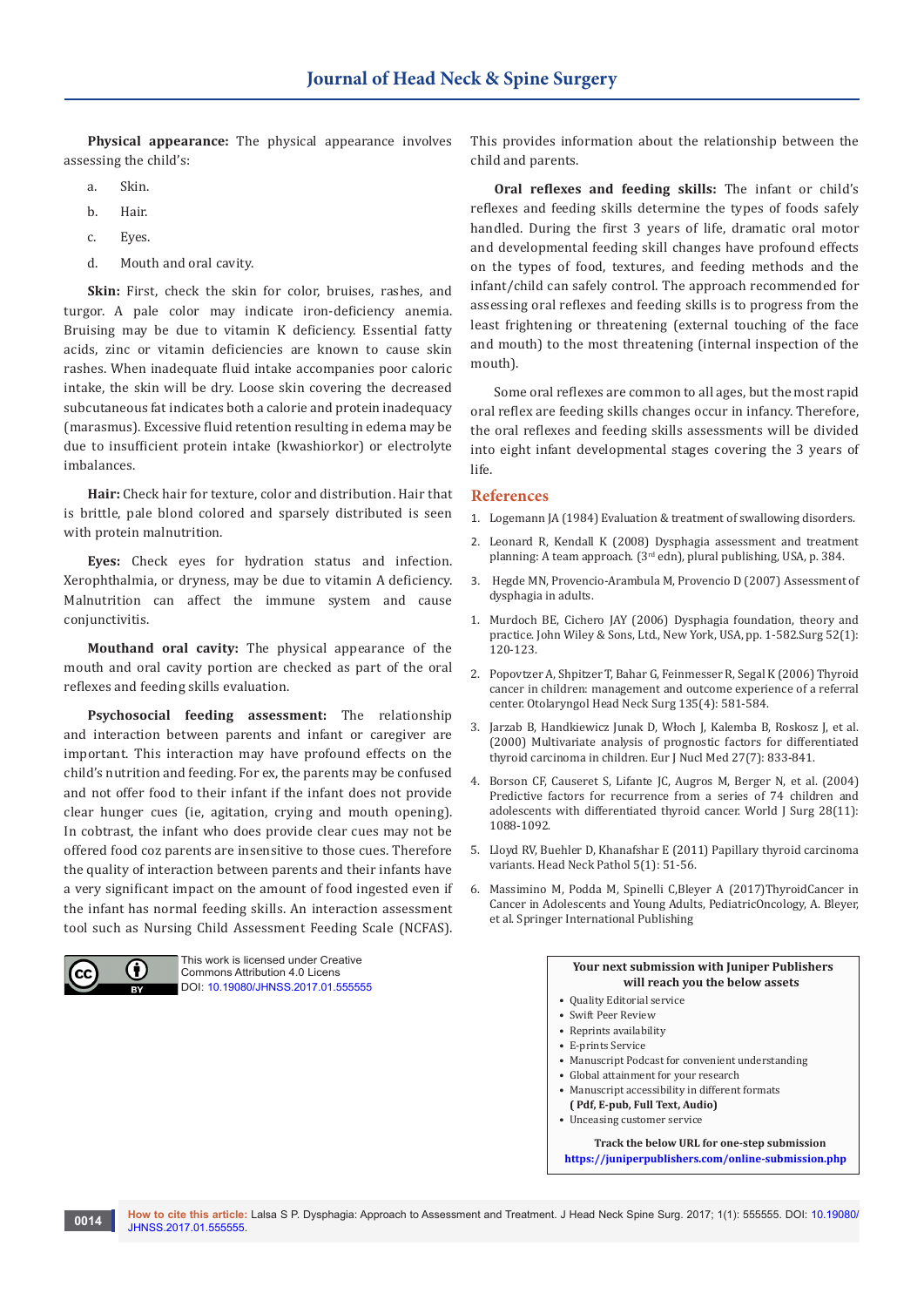**Physical appearance:** The physical appearance involves assessing the child's:

a. Skin.

b. Hair.

c. Eyes.

d. Mouth and oral cavity.

**Skin:** First, check the skin for color, bruises, rashes, and turgor. A pale color may indicate iron-deficiency anemia. Bruising may be due to vitamin K deficiency. Essential fatty acids, zinc or vitamin deficiencies are known to cause skin rashes. When inadequate fluid intake accompanies poor caloric intake, the skin will be dry. Loose skin covering the decreased subcutaneous fat indicates both a calorie and protein inadequacy (marasmus). Excessive fluid retention resulting in edema may be due to insufficient protein intake (kwashiorkor) or electrolyte imbalances.

**Hair:** Check hair for texture, color and distribution. Hair that is brittle, pale blond colored and sparsely distributed is seen with protein malnutrition.

**Eyes:** Check eyes for hydration status and infection. Xerophthalmia, or dryness, may be due to vitamin A deficiency. Malnutrition can affect the immune system and cause conjunctivitis.

**Mouthand oral cavity:** The physical appearance of the mouth and oral cavity portion are checked as part of the oral reflexes and feeding skills evaluation.

**Psychosocial feeding assessment:** The relationship and interaction between parents and infant or caregiver are important. This interaction may have profound effects on the child's nutrition and feeding. For ex, the parents may be confused and not offer food to their infant if the infant does not provide clear hunger cues (ie, agitation, crying and mouth opening). In cobtrast, the infant who does provide clear cues may not be offered food coz parents are insensitive to those cues. Therefore the quality of interaction between parents and their infants have a very significant impact on the amount of food ingested even if the infant has normal feeding skills. An interaction assessment tool such as Nursing Child Assessment Feeding Scale (NCFAS). This provides information about the relationship between the child and parents.

**Oral reflexes and feeding skills:** The infant or child's reflexes and feeding skills determine the types of foods safely handled. During the first 3 years of life, dramatic oral motor and developmental feeding skill changes have profound effects on the types of food, textures, and feeding methods and the infant/child can safely control. The approach recommended for assessing oral reflexes and feeding skills is to progress from the least frightening or threatening (external touching of the face and mouth) to the most threatening (internal inspection of the mouth).

Some oral reflexes are common to all ages, but the most rapid oral reflex are feeding skills changes occur in infancy. Therefore, the oral reflexes and feeding skills assessments will be divided into eight infant developmental stages covering the 3 years of life.

## References

1. Logemann JA (1984) Evaluation & treatment of swallowing disorders.
2. Leonard R, Kendall K (2008) Dysphagia assessment and treatment planning: A team approach. (3rd edn), plural publishing, USA, p. 384.
3. Hegde MN, Provencio-Arambula M, Provencio D (2007) Assessment of dysphagia in adults.
1. Murdoch BE, Cichero JAY (2006) Dysphagia foundation, theory and practice. John Wiley & Sons, Ltd., New York, USA, pp. 1-582.Surg 52(1): 120-123.
2. Popovtzer A, Shpitzer T, Bahar G, Feinmesser R, Segal K (2006) Thyroid cancer in children: management and outcome experience of a referral center. Otolaryngol Head Neck Surg 135(4): 581-584.
3. Jarzab B, Handkiewicz Junak D, Włoch J, Kalemba B, Roskosz J, et al. (2000) Multivariate analysis of prognostic factors for differentiated thyroid carcinoma in children. Eur J Nucl Med 27(7): 833-841.
4. Borson CF, Causeret S, Lifante JC, Augros M, Berger N, et al. (2004) Predictive factors for recurrence from a series of 74 children and adolescents with differentiated thyroid cancer. World J Surg 28(11): 1088-1092.
5. Lloyd RV, Buehler D, Khanafshar E (2011) Papillary thyroid carcinoma variants. Head Neck Pathol 5(1): 51-56.
6. Massimino M, Podda M, Spinelli C,Bleyer A (2017)ThyroidCancer in Cancer in Adolescents and Young Adults, PediatricOncology, A. Bleyer, et al. Springer International Publishing

This work is licensed under Creative Commons Attribution 4.0 Licens
DOI: 10.19080/JHNSS.2017.01.555555

**Your next submission with Juniper Publishers will reach you the below assets**

- Quality Editorial service
- Swift Peer Review
- Reprints availability
- E-prints Service
- Manuscript Podcast for convenient understanding
- Global attainment for your research
- Manuscript accessibility in different formats **( Pdf, E-pub, Full Text, Audio)**
- Unceasing customer service

**Track the below URL for one-step submission**
**https://juniperpublishers.com/online-submission.php**

How to cite this article: Lalsa S P. Dysphagia: Approach to Assessment and Treatment. J Head Neck Spine Surg. 2017; 1(1): 555555. DOI: 10.19080/JHNSS.2017.01.555555.